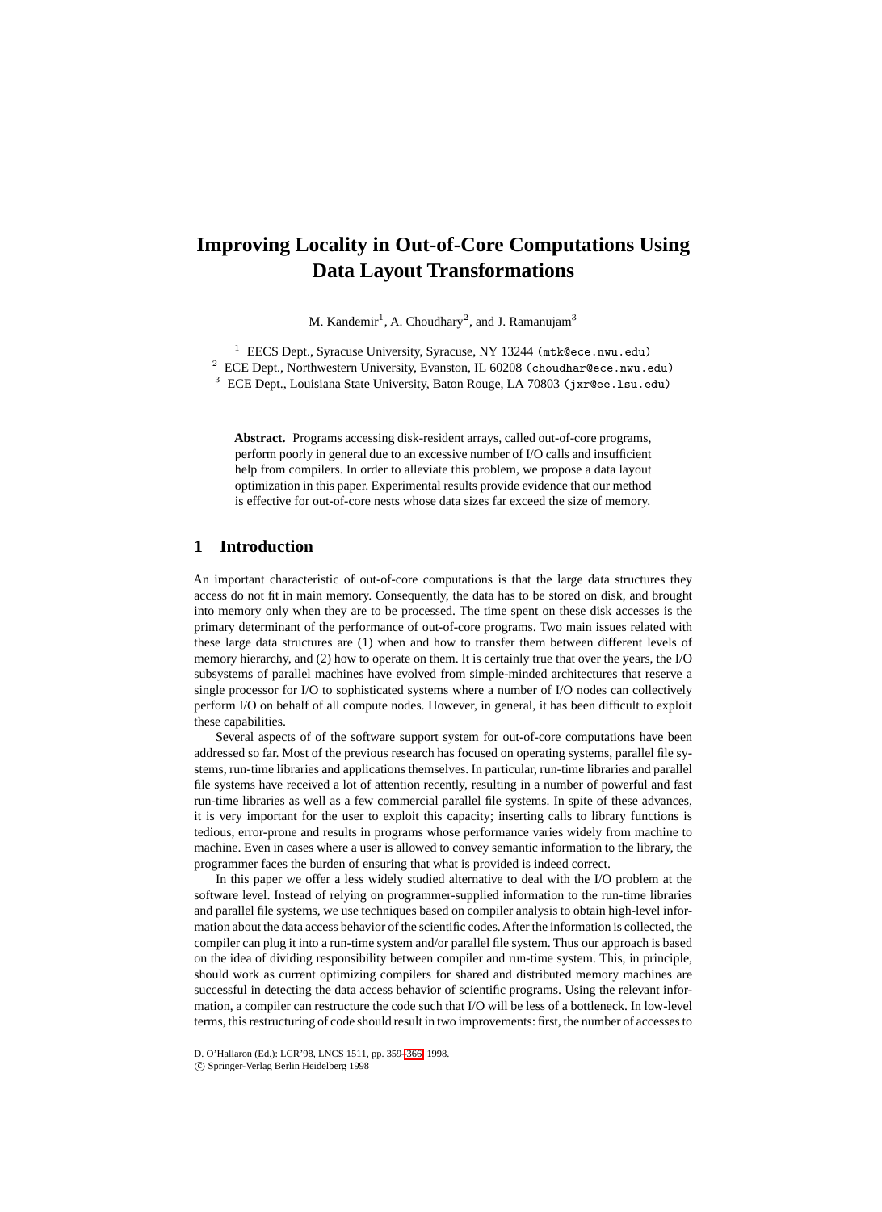# Improving Locality in Out-of-Core Computations Using Data Layout Transformations

M. Kandemir[1], A. Choudhary[2], and J. Ramanujam[3]

[1] EECS Dept., Syracuse University, Syracuse, NY 13244 (mtk@ece.nwu.edu)
[2] ECE Dept., Northwestern University, Evanston, IL 60208 (choudhar@ece.nwu.edu)
[3] ECE Dept., Louisiana State University, Baton Rouge, LA 70803 (jxr@ee.lsu.edu)

**Abstract.** Programs accessing disk-resident arrays, called out-of-core programs, perform poorly in general due to an excessive number of I/O calls and insufficient help from compilers. In order to alleviate this problem, we propose a data layout optimization in this paper. Experimental results provide evidence that our method is effective for out-of-core nests whose data sizes far exceed the size of memory.

## 1 Introduction

An important characteristic of out-of-core computations is that the large data structures they access do not fit in main memory. Consequently, the data has to be stored on disk, and brought into memory only when they are to be processed. The time spent on these disk accesses is the primary determinant of the performance of out-of-core programs. Two main issues related with these large data structures are (1) when and how to transfer them between different levels of memory hierarchy, and (2) how to operate on them. It is certainly true that over the years, the I/O subsystems of parallel machines have evolved from simple-minded architectures that reserve a single processor for I/O to sophisticated systems where a number of I/O nodes can collectively perform I/O on behalf of all compute nodes. However, in general, it has been difficult to exploit these capabilities.

Several aspects of of the software support system for out-of-core computations have been addressed so far. Most of the previous research has focused on operating systems, parallel file systems, run-time libraries and applications themselves. In particular, run-time libraries and parallel file systems have received a lot of attention recently, resulting in a number of powerful and fast run-time libraries as well as a few commercial parallel file systems. In spite of these advances, it is very important for the user to exploit this capacity; inserting calls to library functions is tedious, error-prone and results in programs whose performance varies widely from machine to machine. Even in cases where a user is allowed to convey semantic information to the library, the programmer faces the burden of ensuring that what is provided is indeed correct.

In this paper we offer a less widely studied alternative to deal with the I/O problem at the software level. Instead of relying on programmer-supplied information to the run-time libraries and parallel file systems, we use techniques based on compiler analysis to obtain high-level information about the data access behavior of the scientific codes. After the information is collected, the compiler can plug it into a run-time system and/or parallel file system. Thus our approach is based on the idea of dividing responsibility between compiler and run-time system. This, in principle, should work as current optimizing compilers for shared and distributed memory machines are successful in detecting the data access behavior of scientific programs. Using the relevant information, a compiler can restructure the code such that I/O will be less of a bottleneck. In low-level terms, this restructuring of code should result in two improvements: first, the number of accesses to

D. O'Hallaron (Ed.): LCR'98, LNCS 1511, pp. 359–366, 1998.
© Springer-Verlag Berlin Heidelberg 1998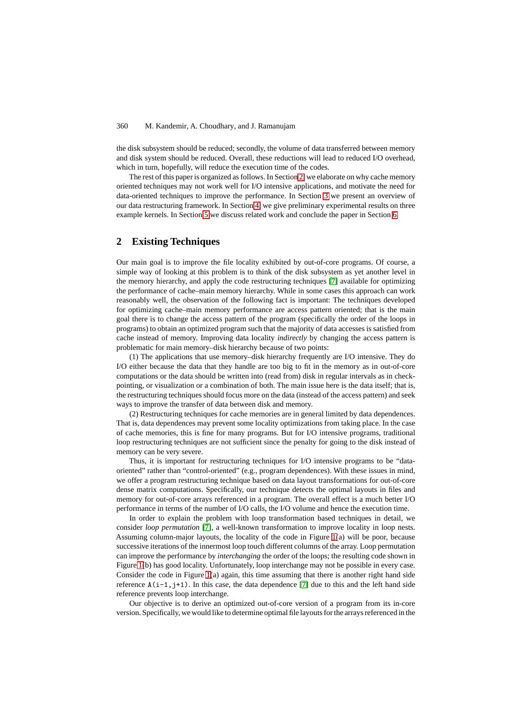the disk subsystem should be reduced; secondly, the volume of data transferred between memory and disk system should be reduced. Overall, these reductions will lead to reduced I/O overhead, which in turn, hopefully, will reduce the execution time of the codes.

The rest of this paper is organized as follows. In Section 2, we elaborate on why cache memory oriented techniques may not work well for I/O intensive applications, and motivate the need for data-oriented techniques to improve the performance. In Section 3 we present an overview of our data restructuring framework. In Section 4, we give preliminary experimental results on three example kernels. In Section 5 we discuss related work and conclude the paper in Section 6.

## 2 Existing Techniques

Our main goal is to improve the file locality exhibited by out-of-core programs. Of course, a simple way of looking at this problem is to think of the disk subsystem as yet another level in the memory hierarchy, and apply the code restructuring techniques [7] available for optimizing the performance of cache–main memory hierarchy. While in some cases this approach can work reasonably well, the observation of the following fact is important: The techniques developed for optimizing cache–main memory performance are access pattern oriented; that is the main goal there is to change the access pattern of the program (specifically the order of the loops in programs) to obtain an optimized program such that the majority of data accesses is satisfied from cache instead of memory. Improving data locality *indirectly* by changing the access pattern is problematic for main memory–disk hierarchy because of two points:

(1) The applications that use memory–disk hierarchy frequently are I/O intensive. They do I/O either because the data that they handle are too big to fit in the memory as in out-of-core computations or the data should be written into (read from) disk in regular intervals as in check-pointing, or visualization or a combination of both. The main issue here is the data itself; that is, the restructuring techniques should focus more on the data (instead of the access pattern) and seek ways to improve the transfer of data between disk and memory.

(2) Restructuring techniques for cache memories are in general limited by data dependences. That is, data dependences may prevent some locality optimizations from taking place. In the case of cache memories, this is fine for many programs. But for I/O intensive programs, traditional loop restructuring techniques are not sufficient since the penalty for going to the disk instead of memory can be very severe.

Thus, it is important for restructuring techniques for I/O intensive programs to be "data-oriented" rather than "control-oriented" (e.g., program dependences). With these issues in mind, we offer a program restructuring technique based on data layout transformations for out-of-core dense matrix computations. Specifically, our technique detects the optimal layouts in files and memory for out-of-core arrays referenced in a program. The overall effect is a much better I/O performance in terms of the number of I/O calls, the I/O volume and hence the execution time.

In order to explain the problem with loop transformation based techniques in detail, we consider *loop permutation* [7], a well-known transformation to improve locality in loop nests. Assuming column-major layouts, the locality of the code in Figure 1(a) will be poor, because successive iterations of the innermost loop touch different columns of the array. Loop permutation can improve the performance by *interchanging* the order of the loops; the resulting code shown in Figure 1(b) has good locality. Unfortunately, loop interchange may not be possible in every case. Consider the code in Figure 1(a) again, this time assuming that there is another right hand side reference `A(i-1,j+1)`. In this case, the data dependence [7] due to this and the left hand side reference prevents loop interchange.

Our objective is to derive an optimized out-of-core version of a program from its in-core version. Specifically, we would like to determine optimal file layouts for the arrays referenced in the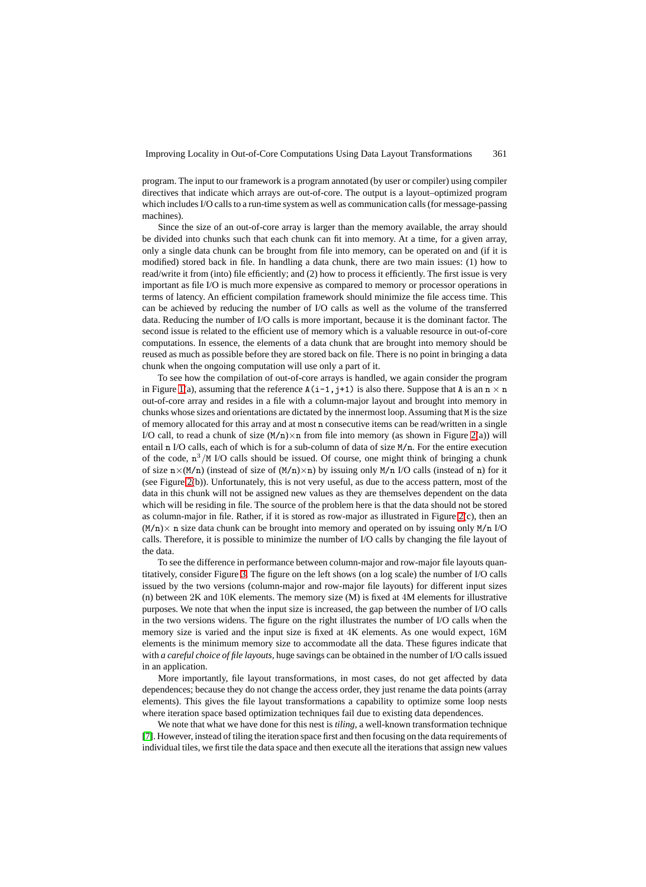program. The input to our framework is a program annotated (by user or compiler) using compiler directives that indicate which arrays are out-of-core. The output is a layout–optimized program which includes I/O calls to a run-time system as well as communication calls (for message-passing machines).

Since the size of an out-of-core array is larger than the memory available, the array should be divided into chunks such that each chunk can fit into memory. At a time, for a given array, only a single data chunk can be brought from file into memory, can be operated on and (if it is modified) stored back in file. In handling a data chunk, there are two main issues: (1) how to read/write it from (into) file efficiently; and (2) how to process it efficiently. The first issue is very important as file I/O is much more expensive as compared to memory or processor operations in terms of latency. An efficient compilation framework should minimize the file access time. This can be achieved by reducing the number of I/O calls as well as the volume of the transferred data. Reducing the number of I/O calls is more important, because it is the dominant factor. The second issue is related to the efficient use of memory which is a valuable resource in out-of-core computations. In essence, the elements of a data chunk that are brought into memory should be reused as much as possible before they are stored back on file. There is no point in bringing a data chunk when the ongoing computation will use only a part of it.

To see how the compilation of out-of-core arrays is handled, we again consider the program in Figure 1(a), assuming that the reference `A(i-1,j+1)` is also there. Suppose that `A` is an $n \times n$ out-of-core array and resides in a file with a column-major layout and brought into memory in chunks whose sizes and orientations are dictated by the innermost loop. Assuming that `M` is the size of memory allocated for this array and at most `n` consecutive items can be read/written in a single I/O call, to read a chunk of size $(M/n) \times n$ from file into memory (as shown in Figure 2(a)) will entail `n` I/O calls, each of which is for a sub-column of data of size `M/n`. For the entire execution of the code, $n^3/M$ I/O calls should be issued. Of course, one might think of bringing a chunk of size $n \times (M/n)$ (instead of size of $(M/n) \times n$) by issuing only `M/n` I/O calls (instead of `n`) for it (see Figure 2(b)). Unfortunately, this is not very useful, as due to the access pattern, most of the data in this chunk will not be assigned new values as they are themselves dependent on the data which will be residing in file. The source of the problem here is that the data should not be stored as column-major in file. Rather, if it is stored as row-major as illustrated in Figure 2(c), then an $(M/n) \times n$ size data chunk can be brought into memory and operated on by issuing only `M/n` I/O calls. Therefore, it is possible to minimize the number of I/O calls by changing the file layout of the data.

To see the difference in performance between column-major and row-major file layouts quantitatively, consider Figure 3. The figure on the left shows (on a log scale) the number of I/O calls issued by the two versions (column-major and row-major file layouts) for different input sizes (n) between 2K and 10K elements. The memory size (M) is fixed at 4M elements for illustrative purposes. We note that when the input size is increased, the gap between the number of I/O calls in the two versions widens. The figure on the right illustrates the number of I/O calls when the memory size is varied and the input size is fixed at 4K elements. As one would expect, 16M elements is the minimum memory size to accommodate all the data. These figures indicate that with *a careful choice of file layouts*, huge savings can be obtained in the number of I/O calls issued in an application.

More importantly, file layout transformations, in most cases, do not get affected by data dependences; because they do not change the access order, they just rename the data points (array elements). This gives the file layout transformations a capability to optimize some loop nests where iteration space based optimization techniques fail due to existing data dependences.

We note that what we have done for this nest is *tiling*, a well-known transformation technique [7]. However, instead of tiling the iteration space first and then focusing on the data requirements of individual tiles, we first tile the data space and then execute all the iterations that assign new values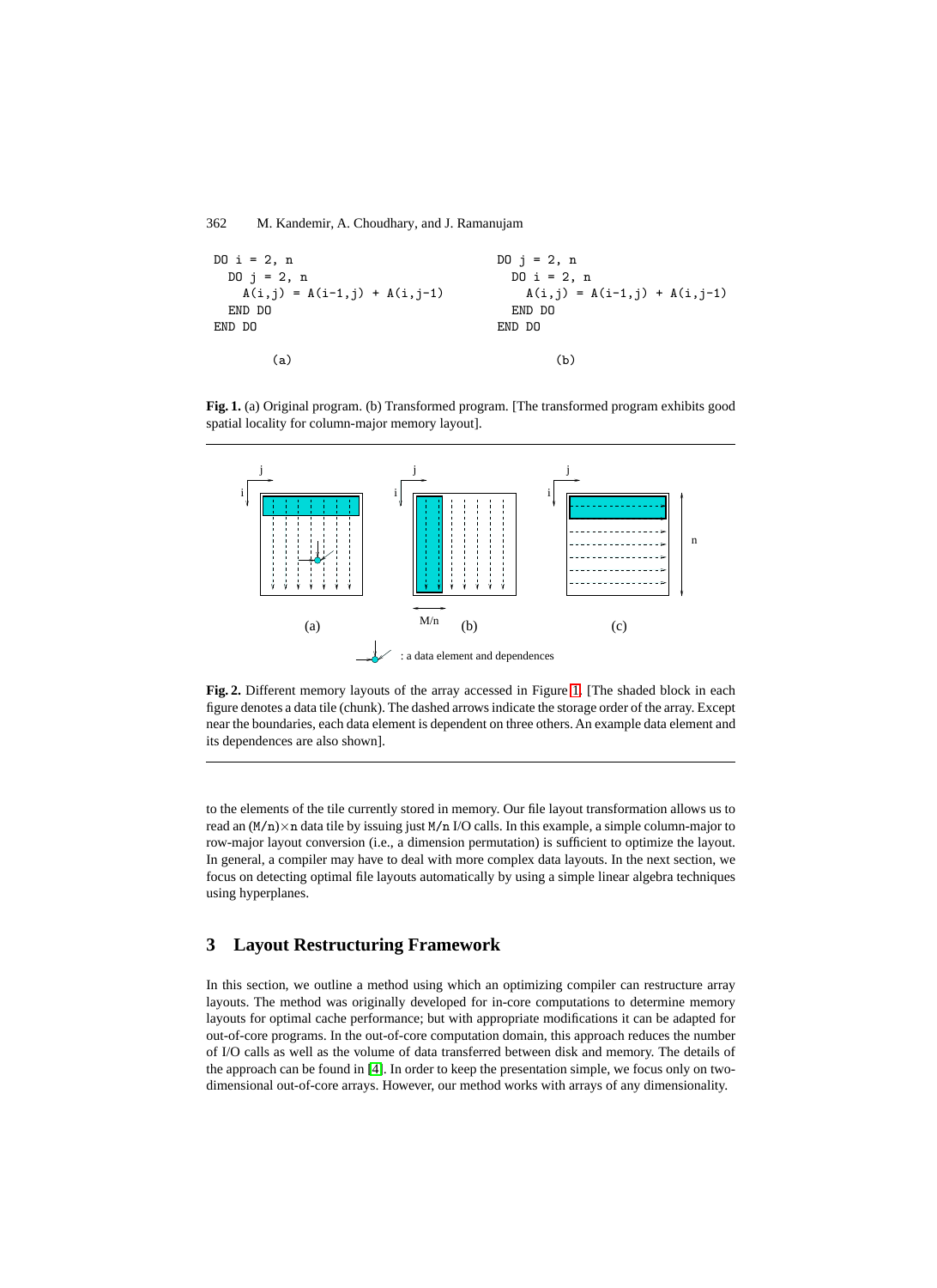```
DO i = 2, n
  DO j = 2, n
    A(i,j) = A(i-1,j) + A(i,j-1)
  END DO
END DO

        (a)
```

```
DO j = 2, n
  DO i = 2, n
    A(i,j) = A(i-1,j) + A(i,j-1)
  END DO
END DO

        (b)
```

**Fig. 1.** (a) Original program. (b) Transformed program. [The transformed program exhibits good spatial locality for column-major memory layout].

**Fig. 2.** Different memory layouts of the array accessed in Figure 1. [The shaded block in each figure denotes a data tile (chunk). The dashed arrows indicate the storage order of the array. Except near the boundaries, each data element is dependent on three others. An example data element and its dependences are also shown].

to the elements of the tile currently stored in memory. Our file layout transformation allows us to read an $(M/n) \times n$ data tile by issuing just $M/n$ I/O calls. In this example, a simple column-major to row-major layout conversion (i.e., a dimension permutation) is sufficient to optimize the layout. In general, a compiler may have to deal with more complex data layouts. In the next section, we focus on detecting optimal file layouts automatically by using a simple linear algebra techniques using hyperplanes.

## 3 Layout Restructuring Framework

In this section, we outline a method using which an optimizing compiler can restructure array layouts. The method was originally developed for in-core computations to determine memory layouts for optimal cache performance; but with appropriate modifications it can be adapted for out-of-core programs. In the out-of-core computation domain, this approach reduces the number of I/O calls as well as the volume of data transferred between disk and memory. The details of the approach can be found in [4]. In order to keep the presentation simple, we focus only on two-dimensional out-of-core arrays. However, our method works with arrays of any dimensionality.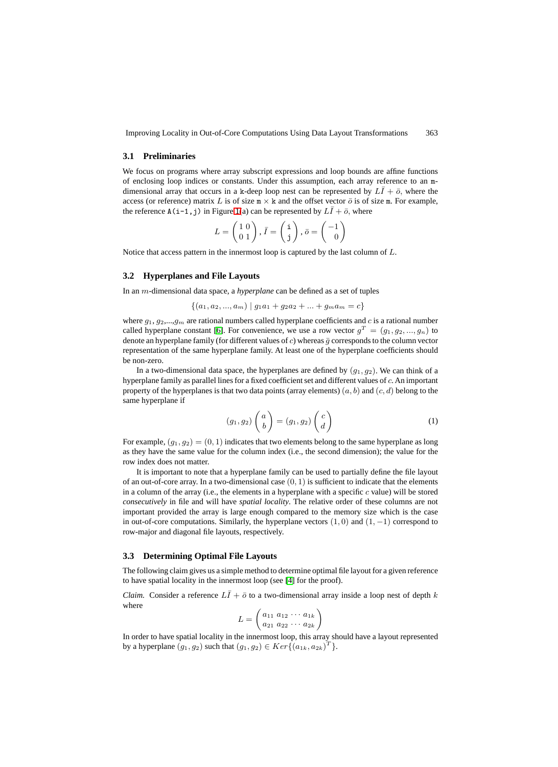### 3.1 Preliminaries

We focus on programs where array subscript expressions and loop bounds are affine functions of enclosing loop indices or constants. Under this assumption, each array reference to an `m`-dimensional array that occurs in a `k`-deep loop nest can be represented by $L\bar{I} + \bar{o}$, where the access (or reference) matrix $L$ is of size `m` $\times$ `k` and the offset vector $\bar{o}$ is of size `m`. For example, the reference `A(i-1,j)` in Figure 1(a) can be represented by $L\bar{I} + \bar{o}$, where

$$L = \begin{pmatrix} 1 & 0 \\ 0 & 1 \end{pmatrix}, \bar{I} = \begin{pmatrix} \mathtt{i} \\ \mathtt{j} \end{pmatrix}, \bar{o} = \begin{pmatrix} -1 \\ 0 \end{pmatrix}$$

Notice that access pattern in the innermost loop is captured by the last column of $L$.

### 3.2 Hyperplanes and File Layouts

In an $m$-dimensional data space, a *hyperplane* can be defined as a set of tuples

$$\{(a_1, a_2, ..., a_m) \mid g_1 a_1 + g_2 a_2 + ... + g_m a_m = c\}$$

where $g_1$, $g_2$,...,$g_m$ are rational numbers called hyperplane coefficients and $c$ is a rational number called hyperplane constant [6]. For convenience, we use a row vector $g^T = (g_1, g_2, ..., g_n)$ to denote an hyperplane family (for different values of $c$) whereas $\bar{g}$ corresponds to the column vector representation of the same hyperplane family. At least one of the hyperplane coefficients should be non-zero.

In a two-dimensional data space, the hyperplanes are defined by $(g_1, g_2)$. We can think of a hyperplane family as parallel lines for a fixed coefficient set and different values of $c$. An important property of the hyperplanes is that two data points (array elements) $(a, b)$ and $(c, d)$ belong to the same hyperplane if

$$(g_1, g_2) \begin{pmatrix} a \\ b \end{pmatrix} = (g_1, g_2) \begin{pmatrix} c \\ d \end{pmatrix} \tag{1}$$

For example, $(g_1, g_2) = (0, 1)$ indicates that two elements belong to the same hyperplane as long as they have the same value for the column index (i.e., the second dimension); the value for the row index does not matter.

It is important to note that a hyperplane family can be used to partially define the file layout of an out-of-core array. In a two-dimensional case $(0, 1)$ is sufficient to indicate that the elements in a column of the array (i.e., the elements in a hyperplane with a specific $c$ value) will be stored *consecutively* in file and will have *spatial locality*. The relative order of these columns are not important provided the array is large enough compared to the memory size which is the case in out-of-core computations. Similarly, the hyperplane vectors $(1, 0)$ and $(1, -1)$ correspond to row-major and diagonal file layouts, respectively.

### 3.3 Determining Optimal File Layouts

The following claim gives us a simple method to determine optimal file layout for a given reference to have spatial locality in the innermost loop (see [4] for the proof).

*Claim.* Consider a reference $L\bar{I} + \bar{o}$ to a two-dimensional array inside a loop nest of depth $k$ where

$$L = \begin{pmatrix} a_{11} & a_{12} & \cdots & a_{1k} \\ a_{21} & a_{22} & \cdots & a_{2k} \end{pmatrix}$$

In order to have spatial locality in the innermost loop, this array should have a layout represented by a hyperplane $(g_1, g_2)$ such that $(g_1, g_2) \in Ker\{(a_{1k}, a_{2k})^T\}$.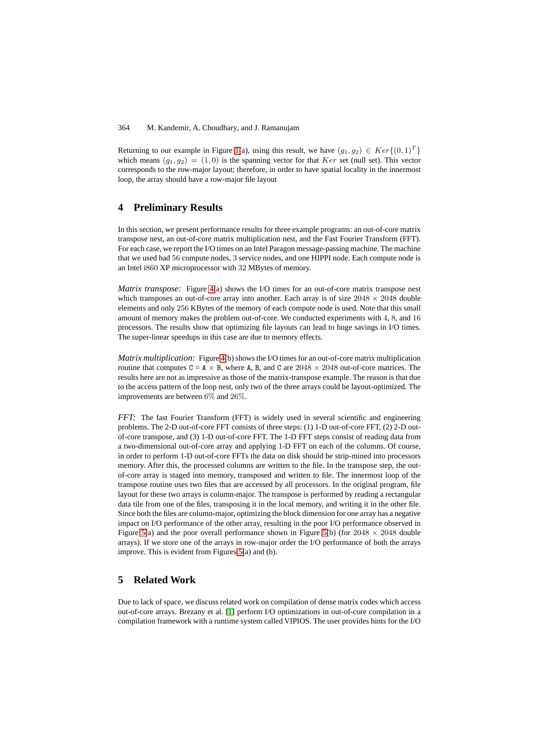Returning to our example in Figure 1(a), using this result, we have $(g_1, g_2) \in Ker\{(0,1)^T\}$ which means $(g_1, g_2) = (1, 0)$ is the spanning vector for that $Ker$ set (null set). This vector corresponds to the row-major layout; therefore, in order to have spatial locality in the innermost loop, the array should have a row-major file layout

## 4 Preliminary Results

In this section, we present performance results for three example programs: an out-of-core matrix transpose nest, an out-of-core matrix multiplication nest, and the Fast Fourier Transform (FFT). For each case, we report the I/O times on an Intel Paragon message-passing machine. The machine that we used had $56$ compute nodes, $3$ service nodes, and one HIPPI node. Each compute node is an Intel i$860$ XP microprocessor with $32$ MBytes of memory.

*Matrix transpose:* Figure 4(a) shows the I/O times for an out-of-core matrix transpose nest which transposes an out-of-core array into another. Each array is of size $2048 \times 2048$ double elements and only $256$ KBytes of the memory of each compute node is used. Note that this small amount of memory makes the problem out-of-core. We conducted experiments with $4$, $8$, and $16$ processors. The results show that optimizing file layouts can lead to huge savings in I/O times. The super-linear speedups in this case are due to memory effects.

*Matrix multiplication:* Figure 4(b) shows the I/O times for an out-of-core matrix multiplication routine that computes `C = A × B`, where `A`, `B`, and `C` are $2048 \times 2048$ out-of-core matrices. The results here are not as impressive as those of the matrix-transpose example. The reason is that due to the access pattern of the loop nest, only two of the three arrays could be layout-optimized. The improvements are between $6\%$ and $26\%$.

*FFT:* The fast Fourier Transform (FFT) is widely used in several scientific and engineering problems. The 2-D out-of-core FFT consists of three steps: (1) 1-D out-of-core FFT, (2) 2-D out-of-core transpose, and (3) 1-D out-of-core FFT. The 1-D FFT steps consist of reading data from a two-dimensional out-of-core array and applying 1-D FFT on each of the columns. Of course, in order to perform 1-D out-of-core FFTs the data on disk should be strip-mined into processors memory. After this, the processed columns are written to the file. In the transpose step, the out-of-core array is staged into memory, transposed and written to file. The innermost loop of the transpose routine uses two files that are accessed by all processors. In the original program, file layout for these two arrays is column-major. The transpose is performed by reading a rectangular data tile from one of the files, transposing it in the local memory, and writing it in the other file. Since both the files are column-major, optimizing the block dimension for one array has a negative impact on I/O performance of the other array, resulting in the poor I/O performance observed in Figure 5(a) and the poor overall performance shown in Figure 5(b) (for $2048 \times 2048$ double arrays). If we store one of the arrays in row-major order the I/O performance of both the arrays improve. This is evident from Figures 5(a) and (b).

## 5 Related Work

Due to lack of space, we discuss related work on compilation of dense matrix codes which access out-of-core arrays. Brezany et al. [1] perform I/O optimizations in out-of-core compilation in a compilation framework with a runtime system called VIPIOS. The user provides hints for the I/O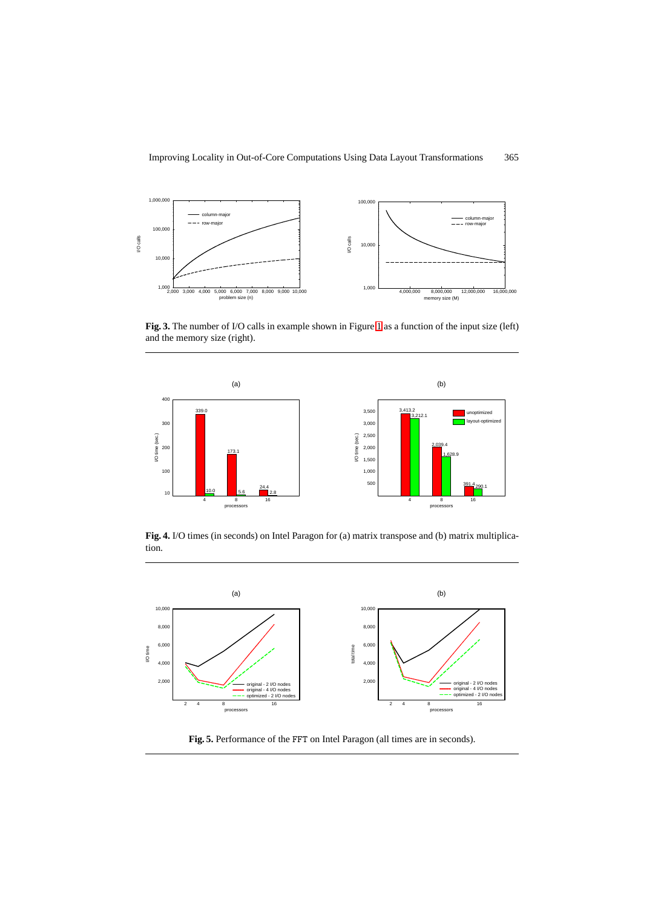**Fig. 3.** The number of I/O calls in example shown in Figure 1 as a function of the input size (left) and the memory size (right).

**Fig. 4.** I/O times (in seconds) on Intel Paragon for (a) matrix transpose and (b) matrix multiplication.

**Fig. 5.** Performance of the FFT on Intel Paragon (all times are in seconds).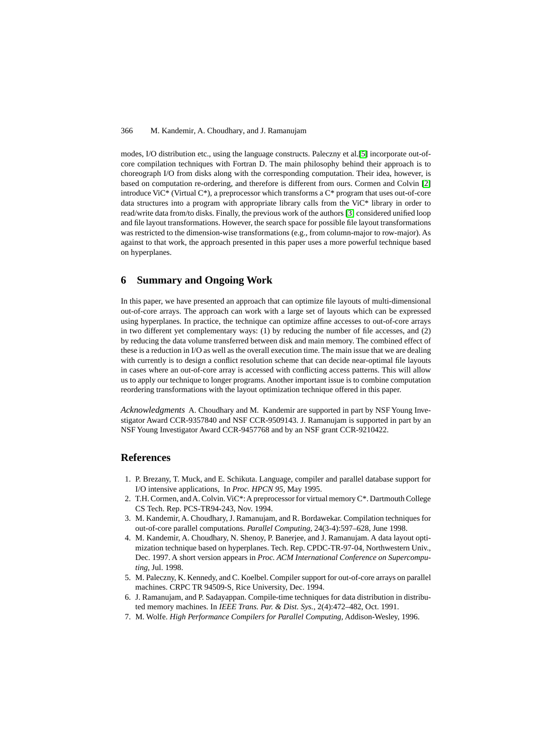modes, I/O distribution etc., using the language constructs. Paleczny et al.[5] incorporate out-of-core compilation techniques with Fortran D. The main philosophy behind their approach is to choreograph I/O from disks along with the corresponding computation. Their idea, however, is based on computation re-ordering, and therefore is different from ours. Cormen and Colvin [2] introduce ViC* (Virtual C*), a preprocessor which transforms a C* program that uses out-of-core data structures into a program with appropriate library calls from the ViC* library in order to read/write data from/to disks. Finally, the previous work of the authors [3] considered unified loop and file layout transformations. However, the search space for possible file layout transformations was restricted to the dimension-wise transformations (e.g., from column-major to row-major). As against to that work, the approach presented in this paper uses a more powerful technique based on hyperplanes.

## 6 Summary and Ongoing Work

In this paper, we have presented an approach that can optimize file layouts of multi-dimensional out-of-core arrays. The approach can work with a large set of layouts which can be expressed using hyperplanes. In practice, the technique can optimize affine accesses to out-of-core arrays in two different yet complementary ways: (1) by reducing the number of file accesses, and (2) by reducing the data volume transferred between disk and main memory. The combined effect of these is a reduction in I/O as well as the overall execution time. The main issue that we are dealing with currently is to design a conflict resolution scheme that can decide near-optimal file layouts in cases where an out-of-core array is accessed with conflicting access patterns. This will allow us to apply our technique to longer programs. Another important issue is to combine computation reordering transformations with the layout optimization technique offered in this paper.

*Acknowledgments* A. Choudhary and M. Kandemir are supported in part by NSF Young Investigator Award CCR-9357840 and NSF CCR-9509143. J. Ramanujam is supported in part by an NSF Young Investigator Award CCR-9457768 and by an NSF grant CCR-9210422.

## References

1. P. Brezany, T. Muck, and E. Schikuta. Language, compiler and parallel database support for I/O intensive applications, In *Proc. HPCN 95*, May 1995.
2. T.H. Cormen, and A. Colvin. ViC*: A preprocessor for virtual memory C*. Dartmouth College CS Tech. Rep. PCS-TR94-243, Nov. 1994.
3. M. Kandemir, A. Choudhary, J. Ramanujam, and R. Bordawekar. Compilation techniques for out-of-core parallel computations. *Parallel Computing*, 24(3-4):597–628, June 1998.
4. M. Kandemir, A. Choudhary, N. Shenoy, P. Banerjee, and J. Ramanujam. A data layout optimization technique based on hyperplanes. Tech. Rep. CPDC-TR-97-04, Northwestern Univ., Dec. 1997. A short version appears in *Proc. ACM International Conference on Supercomputing*, Jul. 1998.
5. M. Paleczny, K. Kennedy, and C. Koelbel. Compiler support for out-of-core arrays on parallel machines. CRPC TR 94509-S, Rice University, Dec. 1994.
6. J. Ramanujam, and P. Sadayappan. Compile-time techniques for data distribution in distributed memory machines. In *IEEE Trans. Par. & Dist. Sys.*, 2(4):472–482, Oct. 1991.
7. M. Wolfe. *High Performance Compilers for Parallel Computing*, Addison-Wesley, 1996.